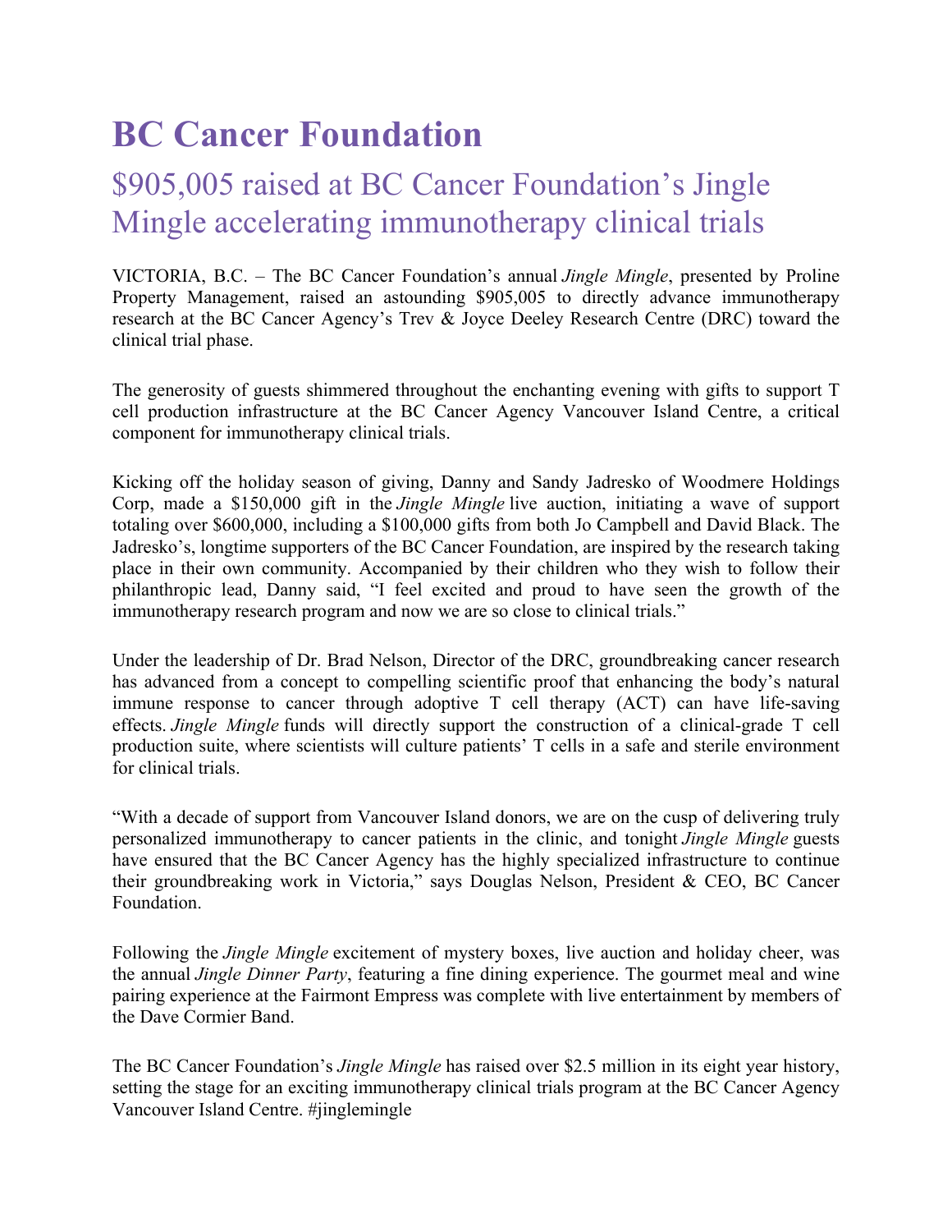# BC Cancer Foundation

## $905,005 raised at BC Cancer Foundation's Jingle Mingle accelerating immunotherapy clinical trials

VICTORIA, B.C. – The BC Cancer Foundation's annual *Jingle Mingle*, presented by Proline Property Management, raised an astounding $905,005 to directly advance immunotherapy research at the BC Cancer Agency's Trev & Joyce Deeley Research Centre (DRC) toward the clinical trial phase.

The generosity of guests shimmered throughout the enchanting evening with gifts to support T cell production infrastructure at the BC Cancer Agency Vancouver Island Centre, a critical component for immunotherapy clinical trials.

Kicking off the holiday season of giving, Danny and Sandy Jadresko of Woodmere Holdings Corp, made a $150,000 gift in the *Jingle Mingle* live auction, initiating a wave of support totaling over $600,000, including a $100,000 gifts from both Jo Campbell and David Black. The Jadresko's, longtime supporters of the BC Cancer Foundation, are inspired by the research taking place in their own community. Accompanied by their children who they wish to follow their philanthropic lead, Danny said, "I feel excited and proud to have seen the growth of the immunotherapy research program and now we are so close to clinical trials."

Under the leadership of Dr. Brad Nelson, Director of the DRC, groundbreaking cancer research has advanced from a concept to compelling scientific proof that enhancing the body's natural immune response to cancer through adoptive T cell therapy (ACT) can have life-saving effects. *Jingle Mingle* funds will directly support the construction of a clinical-grade T cell production suite, where scientists will culture patients' T cells in a safe and sterile environment for clinical trials.

"With a decade of support from Vancouver Island donors, we are on the cusp of delivering truly personalized immunotherapy to cancer patients in the clinic, and tonight *Jingle Mingle* guests have ensured that the BC Cancer Agency has the highly specialized infrastructure to continue their groundbreaking work in Victoria," says Douglas Nelson, President & CEO, BC Cancer Foundation.

Following the *Jingle Mingle* excitement of mystery boxes, live auction and holiday cheer, was the annual *Jingle Dinner Party*, featuring a fine dining experience. The gourmet meal and wine pairing experience at the Fairmont Empress was complete with live entertainment by members of the Dave Cormier Band.

The BC Cancer Foundation's *Jingle Mingle* has raised over $2.5 million in its eight year history, setting the stage for an exciting immunotherapy clinical trials program at the BC Cancer Agency Vancouver Island Centre. #jinglemingle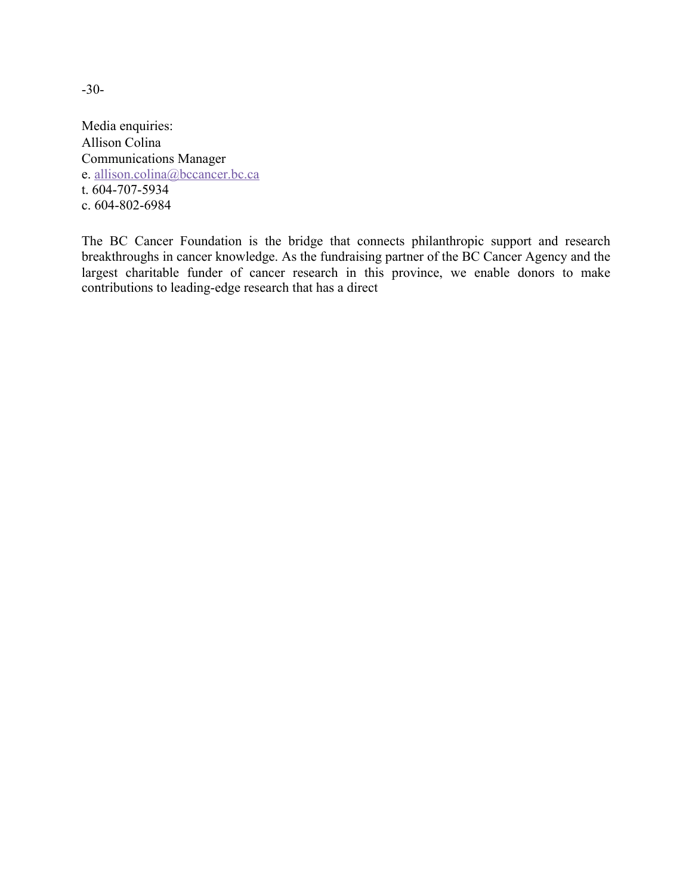-30-

Media enquiries:
Allison Colina
Communications Manager
e. allison.colina@bccancer.bc.ca
t. 604-707-5934
c. 604-802-6984

The BC Cancer Foundation is the bridge that connects philanthropic support and research breakthroughs in cancer knowledge. As the fundraising partner of the BC Cancer Agency and the largest charitable funder of cancer research in this province, we enable donors to make contributions to leading-edge research that has a direct